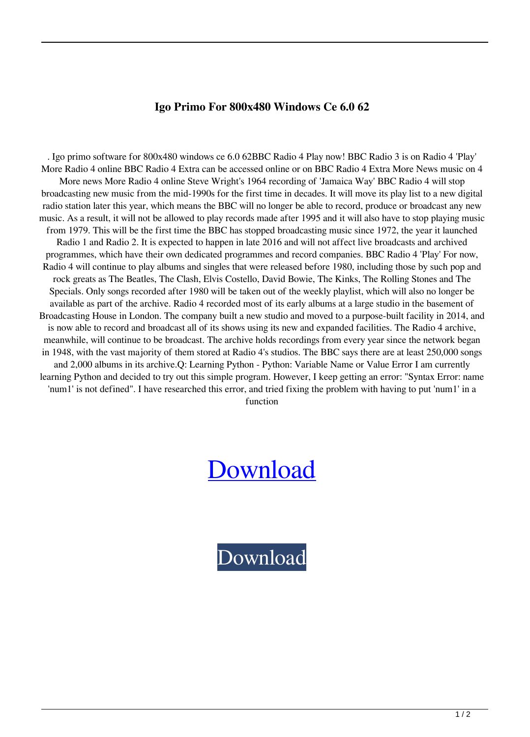### Igo Primo For 800x480 Windows Ce 6.0 62

. Igo primo software for 800x480 windows ce 6.0 62BBC Radio 4 Play now! BBC Radio 3 is on Radio 4 'Play' More Radio 4 online BBC Radio 4 Extra can be accessed online or on BBC Radio 4 Extra More News music on 4 More news More Radio 4 online Steve Wright's 1964 recording of 'Jamaica Way' BBC Radio 4 will stop broadcasting new music from the mid-1990s for the first time in decades. It will move its play list to a new digital radio station later this year, which means the BBC will no longer be able to record, produce or broadcast any new music. As a result, it will not be allowed to play records made after 1995 and it will also have to stop playing music from 1979. This will be the first time the BBC has stopped broadcasting music since 1972, the year it launched Radio 1 and Radio 2. It is expected to happen in late 2016 and will not affect live broadcasts and archived programmes, which have their own dedicated programmes and record companies. BBC Radio 4 'Play' For now, Radio 4 will continue to play albums and singles that were released before 1980, including those by such pop and rock greats as The Beatles, The Clash, Elvis Costello, David Bowie, The Kinks, The Rolling Stones and The Specials. Only songs recorded after 1980 will be taken out of the weekly playlist, which will also no longer be available as part of the archive. Radio 4 recorded most of its early albums at a large studio in the basement of Broadcasting House in London. The company built a new studio and moved to a purpose-built facility in 2014, and is now able to record and broadcast all of its shows using its new and expanded facilities. The Radio 4 archive, meanwhile, will continue to be broadcast. The archive holds recordings from every year since the network began in 1948, with the vast majority of them stored at Radio 4's studios. The BBC says there are at least 250,000 songs and 2,000 albums in its archive.Q: Learning Python - Python: Variable Name or Value Error I am currently learning Python and decided to try out this simple program. However, I keep getting an error: "Syntax Error: name 'num1' is not defined". I have researched this error, and tried fixing the problem with having to put 'num1' in a function

Download

Download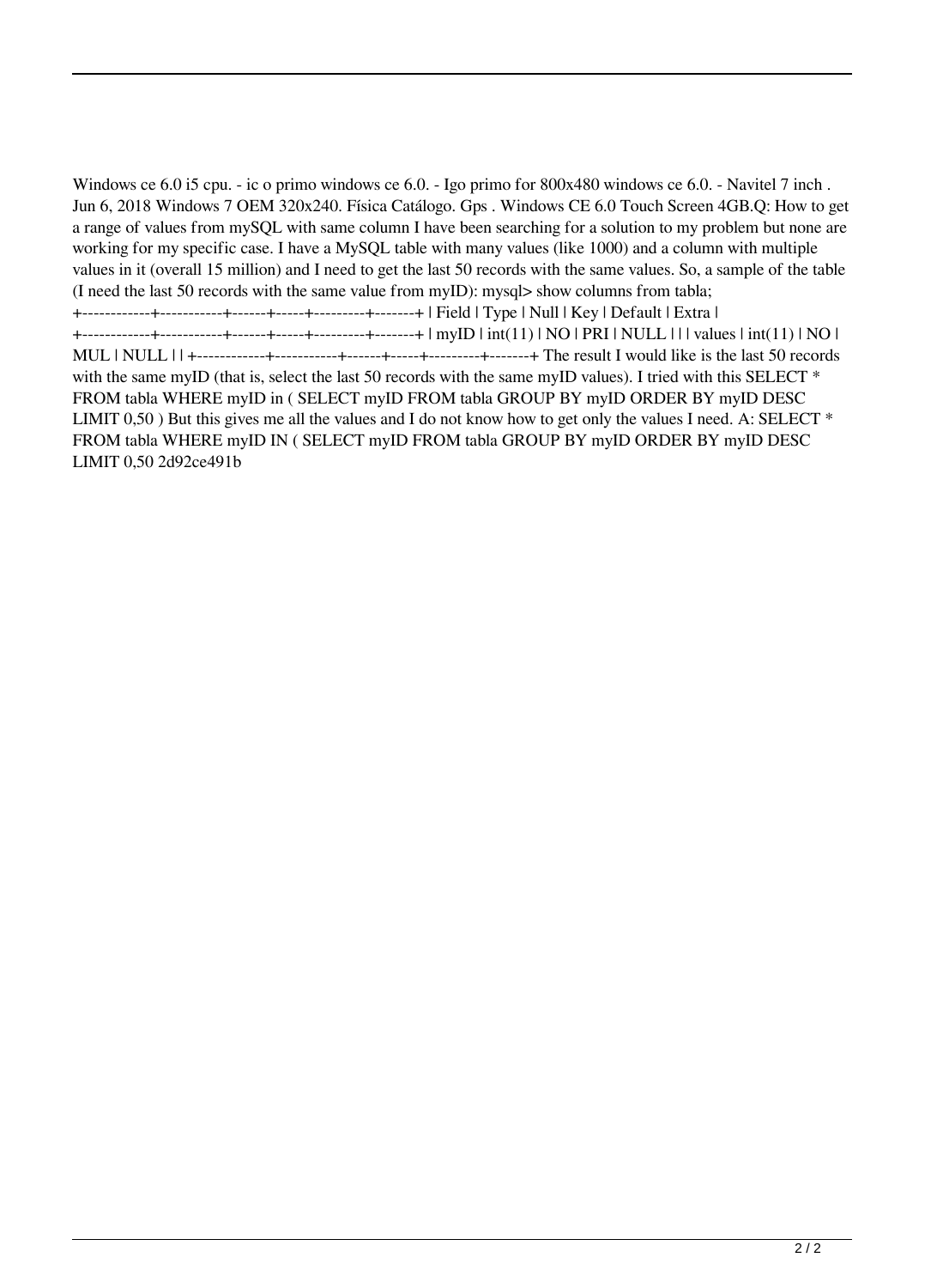Windows ce 6.0 i5 cpu. - ic o primo windows ce 6.0. - Igo primo for 800x480 windows ce 6.0. - Navitel 7 inch . Jun 6, 2018 Windows 7 OEM 320x240. Física Catálogo. Gps . Windows CE 6.0 Touch Screen 4GB.Q: How to get a range of values from mySQL with same column I have been searching for a solution to my problem but none are working for my specific case. I have a MySQL table with many values (like 1000) and a column with multiple values in it (overall 15 million) and I need to get the last 50 records with the same values. So, a sample of the table (I need the last 50 records with the same value from myID): mysql> show columns from tabla; +------------+-----------+------+-----+---------+-------+ | Field | Type | Null | Key | Default | Extra | +------------+-----------+------+-----+---------+-------+ | myID | int(11) | NO | PRI | NULL | | | values | int(11) | NO | MUL | NULL | | +------------+-----------+------+-----+---------+-------+ The result I would like is the last 50 records with the same myID (that is, select the last 50 records with the same myID values). I tried with this SELECT * FROM tabla WHERE myID in ( SELECT myID FROM tabla GROUP BY myID ORDER BY myID DESC LIMIT 0,50 ) But this gives me all the values and I do not know how to get only the values I need. A: SELECT * FROM tabla WHERE myID IN ( SELECT myID FROM tabla GROUP BY myID ORDER BY myID DESC LIMIT 0,50 2d92ce491b